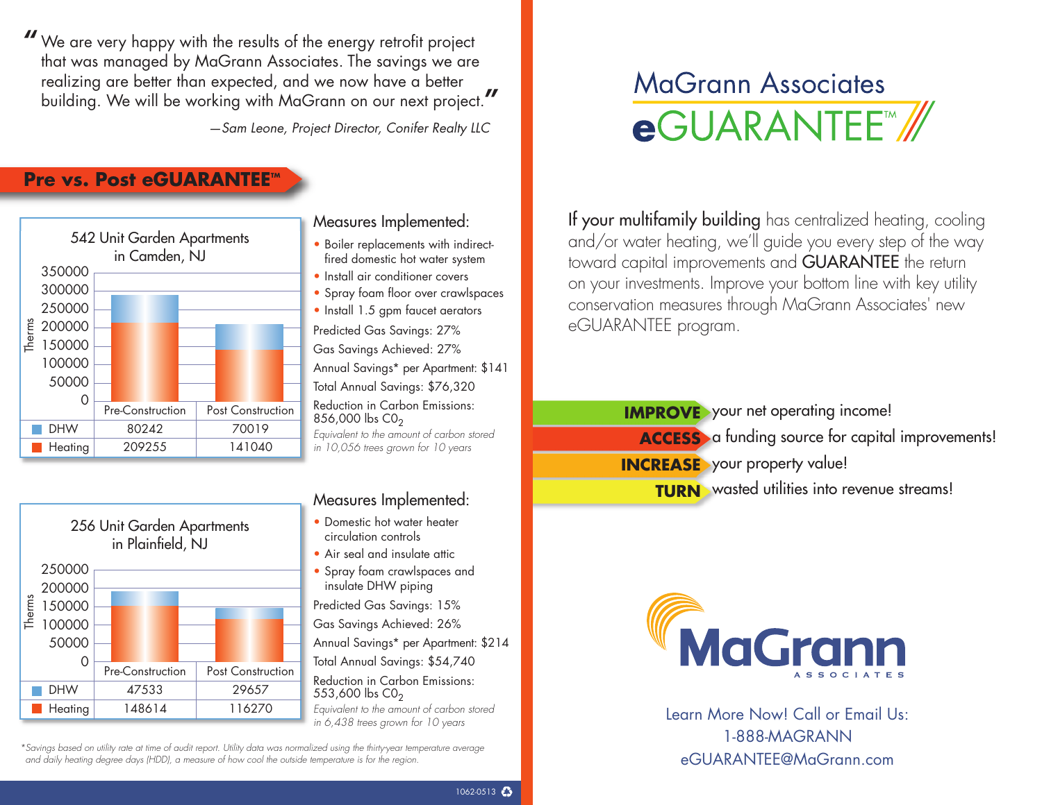"We are very happy with the results of the energy retrofit project that was managed by MaGrann Associates. The savings we are realizing are better than expected, and we now have a better building. We will be working with MaGrann on our next project."

—*Sam Leone, Project Director, Conifer Realty LLC*

## Pre vs. Post eGUARANTEE™

### 542 Unit Garden Apartments in Camden, NJ

Therms

| | Pre-Construction | Post Construction |
|---|---|---|
| DHW | 80242 | 70019 |
| Heating | 209255 | 141040 |

**Measures Implemented:**

- Boiler replacements with indirect-fired domestic hot water system
- Install air conditioner covers
- Spray foam floor over crawlspaces
- Install 1.5 gpm faucet aerators

Predicted Gas Savings: 27%

Gas Savings Achieved: 27%

Annual Savings* per Apartment: $141

Total Annual Savings: $76,320

Reduction in Carbon Emissions: 856,000 lbs $CO_2$

*Equivalent to the amount of carbon stored in 10,056 trees grown for 10 years*

### 256 Unit Garden Apartments in Plainfield, NJ

Therms

| | Pre-Construction | Post Construction |
|---|---|---|
| DHW | 47533 | 29657 |
| Heating | 148614 | 116270 |

**Measures Implemented:**

- Domestic hot water heater circulation controls
- Air seal and insulate attic
- Spray foam crawlspaces and insulate DHW piping

Predicted Gas Savings: 15%

Gas Savings Achieved: 26%

Annual Savings* per Apartment: $214

Total Annual Savings: $54,740

Reduction in Carbon Emissions: 553,600 lbs $CO_2$

*Equivalent to the amount of carbon stored in 6,438 trees grown for 10 years*

*\*Savings based on utility rate at time of audit report. Utility data was normalized using the thirty-year temperature average and daily heating degree days (HDD), a measure of how cool the outside temperature is for the region.*

1062-0513

# MaGrann Associates eGUARANTEE™

**If your multifamily building** has centralized heating, cooling and/or water heating, we'll guide you every step of the way toward capital improvements and **GUARANTEE** the return on your investments. Improve your bottom line with key utility conservation measures through MaGrann Associates' new eGUARANTEE program.

**IMPROVE** your net operating income!

**ACCESS** a funding source for capital improvements!

**INCREASE** your property value!

**TURN** wasted utilities into revenue streams!

MaGrann ASSOCIATES

Learn More Now! Call or Email Us:
1-888-MAGRANN
eGUARANTEE@MaGrann.com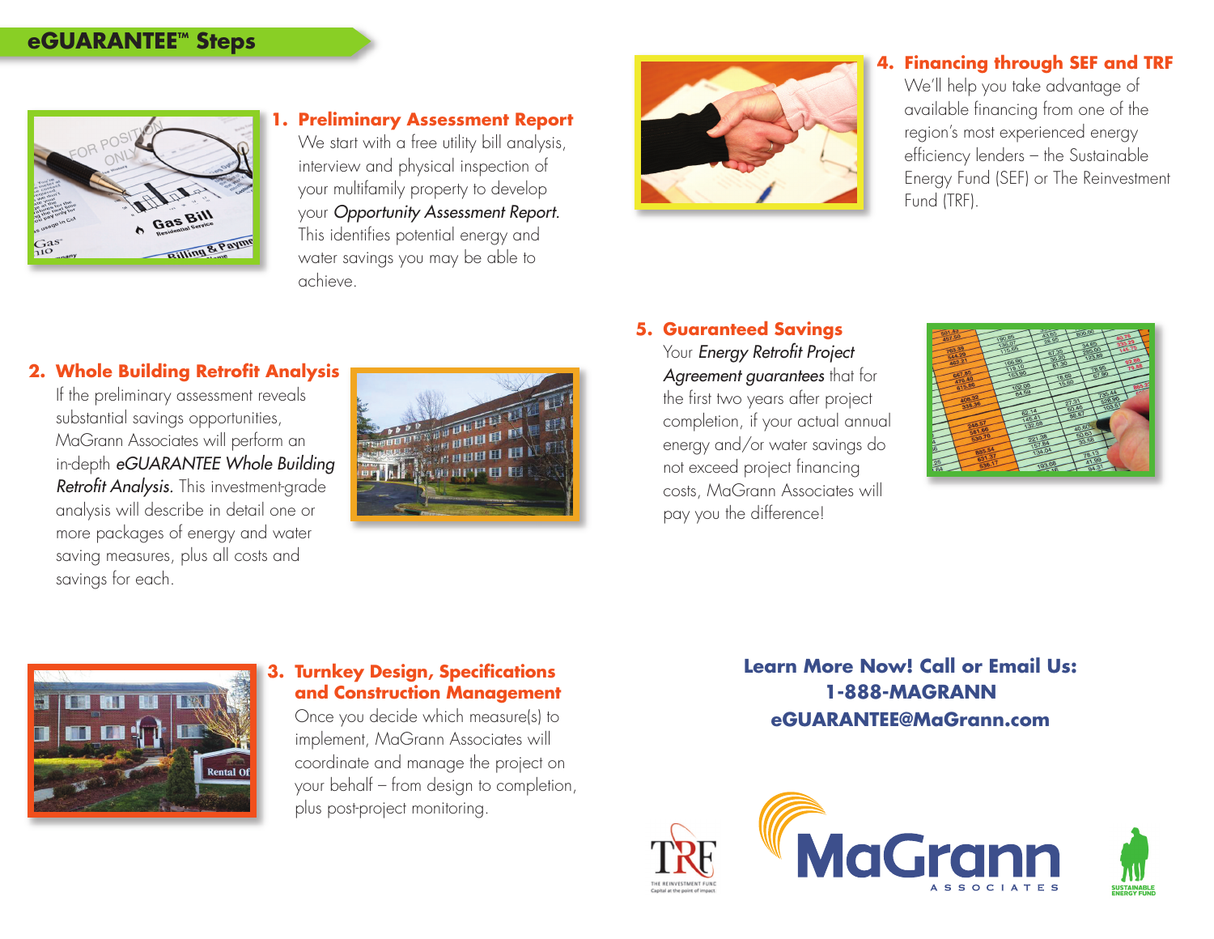## eGUARANTEE™ Steps

### 1. Preliminary Assessment Report

We start with a free utility bill analysis, interview and physical inspection of your multifamily property to develop your *Opportunity Assessment Report*. This identifies potential energy and water savings you may be able to achieve.

### 2. Whole Building Retrofit Analysis

If the preliminary assessment reveals substantial savings opportunities, MaGrann Associates will perform an in-depth ***eGUARANTEE Whole Building Retrofit Analysis***. This investment-grade analysis will describe in detail one or more packages of energy and water saving measures, plus all costs and savings for each.

### 3. Turnkey Design, Specifications and Construction Management

Once you decide which measure(s) to implement, MaGrann Associates will coordinate and manage the project on your behalf – from design to completion, plus post-project monitoring.

### 4. Financing through SEF and TRF

We'll help you take advantage of available financing from one of the region's most experienced energy efficiency lenders – the Sustainable Energy Fund (SEF) or The Reinvestment Fund (TRF).

### 5. Guaranteed Savings

Your *Energy Retrofit Project Agreement guarantees* that for the first two years after project completion, if your actual annual energy and/or water savings do not exceed project financing costs, MaGrann Associates will pay you the difference!

**Learn More Now! Call or Email Us:**
**1-888-MAGRANN**
**eGUARANTEE@MaGrann.com**

TRF THE REINVESTMENT FUND Capital at the point of impact

MaGrann ASSOCIATES

SUSTAINABLE ENERGY FUND